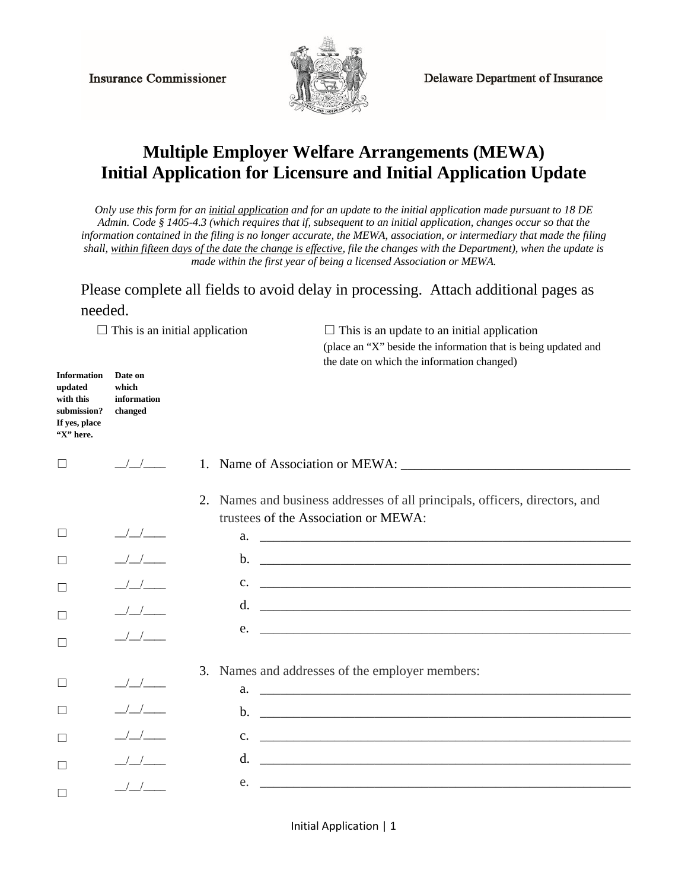Insurance Commissioner

Delaware Department of Insurance

# Multiple Employer Welfare Arrangements (MEWA) Initial Application for Licensure and Initial Application Update

*Only use this form for an <u>initial application</u> and for an update to the initial application made pursuant to 18 DE Admin. Code § 1405-4.3 (which requires that if, subsequent to an initial application, changes occur so that the information contained in the filing is no longer accurate, the MEWA, association, or intermediary that made the filing shall, <u>within fifteen days of the date the change is effective</u>, file the changes with the Department), when the update is made within the first year of being a licensed Association or MEWA.*

Please complete all fields to avoid delay in processing. Attach additional pages as needed.

☐ This is an initial application

☐ This is an update to an initial application (place an "X" beside the information that is being updated and the date on which the information changed)

| Information updated with this submission? If yes, place "X" here. | Date on which information changed | |
|---|---|---|
| ☐ | \_\_/\_\_/\_\_\_\_ | 1. Name of Association or MEWA: \_\_\_\_\_\_\_\_\_\_\_\_\_\_\_\_\_\_\_\_\_\_\_\_\_\_\_\_\_\_\_\_\_\_ |
| | | 2. Names and business addresses of all principals, officers, directors, and trustees of the Association or MEWA: |
| ☐ | \_\_/\_\_/\_\_\_\_ | a. \_\_\_\_\_\_\_\_\_\_\_\_\_\_\_\_\_\_\_\_\_\_\_\_\_\_\_\_\_\_\_\_\_\_\_\_\_\_\_\_\_\_\_\_\_\_\_\_\_\_\_\_\_\_ |
| ☐ | \_\_/\_\_/\_\_\_\_ | b. \_\_\_\_\_\_\_\_\_\_\_\_\_\_\_\_\_\_\_\_\_\_\_\_\_\_\_\_\_\_\_\_\_\_\_\_\_\_\_\_\_\_\_\_\_\_\_\_\_\_\_\_\_\_ |
| ☐ | \_\_/\_\_/\_\_\_\_ | c. \_\_\_\_\_\_\_\_\_\_\_\_\_\_\_\_\_\_\_\_\_\_\_\_\_\_\_\_\_\_\_\_\_\_\_\_\_\_\_\_\_\_\_\_\_\_\_\_\_\_\_\_\_\_ |
| ☐ | \_\_/\_\_/\_\_\_\_ | d. \_\_\_\_\_\_\_\_\_\_\_\_\_\_\_\_\_\_\_\_\_\_\_\_\_\_\_\_\_\_\_\_\_\_\_\_\_\_\_\_\_\_\_\_\_\_\_\_\_\_\_\_\_\_ |
| ☐ | \_\_/\_\_/\_\_\_\_ | e. \_\_\_\_\_\_\_\_\_\_\_\_\_\_\_\_\_\_\_\_\_\_\_\_\_\_\_\_\_\_\_\_\_\_\_\_\_\_\_\_\_\_\_\_\_\_\_\_\_\_\_\_\_\_ |
| | | 3. Names and addresses of the employer members: |
| ☐ | \_\_/\_\_/\_\_\_\_ | a. \_\_\_\_\_\_\_\_\_\_\_\_\_\_\_\_\_\_\_\_\_\_\_\_\_\_\_\_\_\_\_\_\_\_\_\_\_\_\_\_\_\_\_\_\_\_\_\_\_\_\_\_\_\_ |
| ☐ | \_\_/\_\_/\_\_\_\_ | b. \_\_\_\_\_\_\_\_\_\_\_\_\_\_\_\_\_\_\_\_\_\_\_\_\_\_\_\_\_\_\_\_\_\_\_\_\_\_\_\_\_\_\_\_\_\_\_\_\_\_\_\_\_\_ |
| ☐ | \_\_/\_\_/\_\_\_\_ | c. \_\_\_\_\_\_\_\_\_\_\_\_\_\_\_\_\_\_\_\_\_\_\_\_\_\_\_\_\_\_\_\_\_\_\_\_\_\_\_\_\_\_\_\_\_\_\_\_\_\_\_\_\_\_ |
| ☐ | \_\_/\_\_/\_\_\_\_ | d. \_\_\_\_\_\_\_\_\_\_\_\_\_\_\_\_\_\_\_\_\_\_\_\_\_\_\_\_\_\_\_\_\_\_\_\_\_\_\_\_\_\_\_\_\_\_\_\_\_\_\_\_\_\_ |
| ☐ | \_\_/\_\_/\_\_\_\_ | e. \_\_\_\_\_\_\_\_\_\_\_\_\_\_\_\_\_\_\_\_\_\_\_\_\_\_\_\_\_\_\_\_\_\_\_\_\_\_\_\_\_\_\_\_\_\_\_\_\_\_\_\_\_\_ |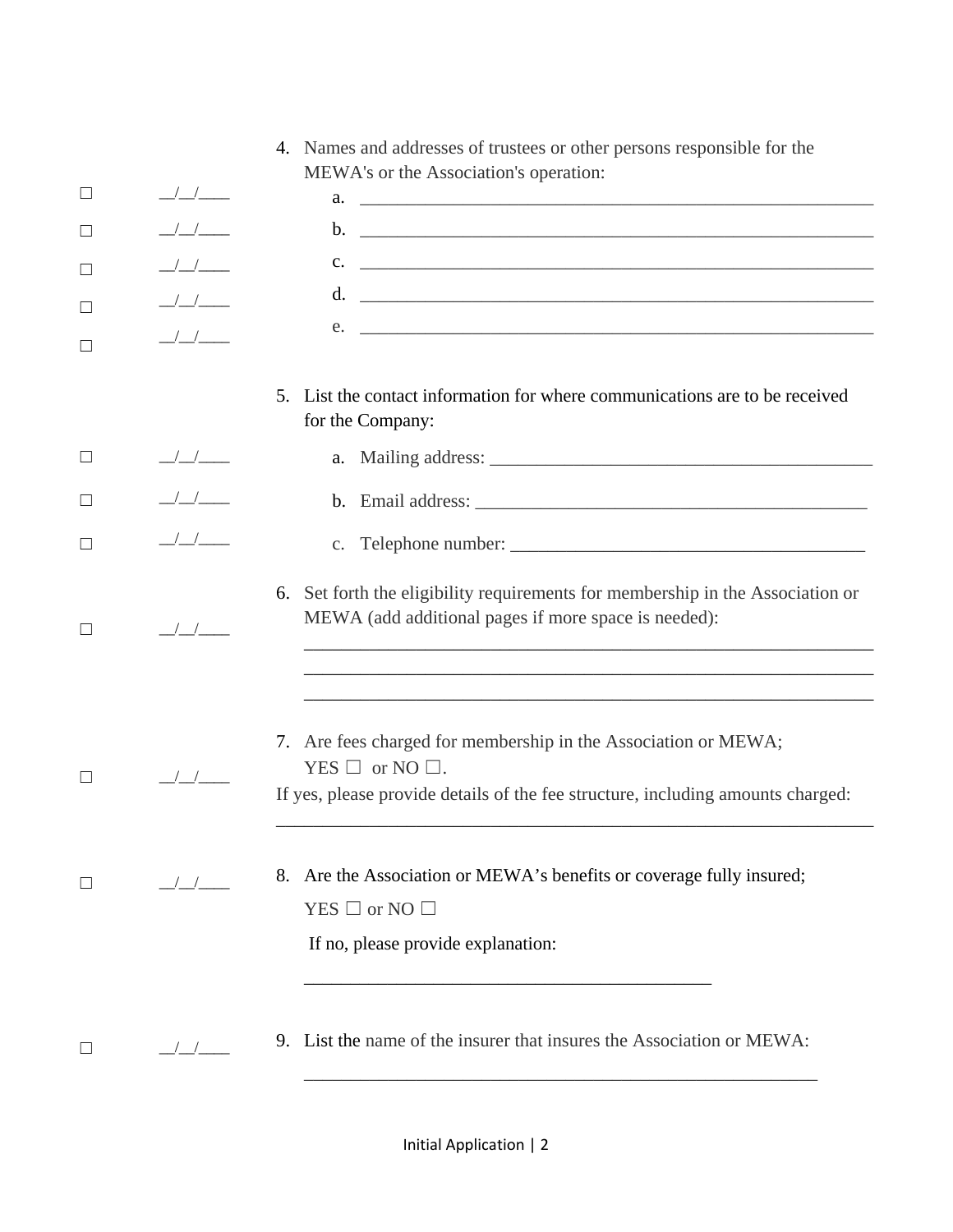4. Names and addresses of trustees or other persons responsible for the MEWA's or the Association's operation:

| ☐ | __/__/____ | a. ____________________________________________ |
|---|---|---|
| ☐ | __/__/____ | b. ____________________________________________ |
| ☐ | __/__/____ | c. ____________________________________________ |
| ☐ | __/__/____ | d. ____________________________________________ |
| ☐ | __/__/____ | e. ____________________________________________ |

5. List the contact information for where communications are to be received for the Company:

| ☐ | __/__/____ | a. Mailing address: ________________________________ |
|---|---|---|
| ☐ | __/__/____ | b. Email address: __________________________________ |
| ☐ | __/__/____ | c. Telephone number: _______________________________ |

☐ __/__/____

6. Set forth the eligibility requirements for membership in the Association or MEWA (add additional pages if more space is needed):

_______________________________________________________________

_______________________________________________________________

_______________________________________________________________

☐ __/__/____

7. Are fees charged for membership in the Association or MEWA; YES ☐ or NO ☐.

If yes, please provide details of the fee structure, including amounts charged:

_______________________________________________________________

☐ __/__/____

8. Are the Association or MEWA's benefits or coverage fully insured; YES ☐ or NO ☐

If no, please provide explanation:

_____________________________________________

☐ __/__/____

9. List the name of the insurer that insures the Association or MEWA:

_______________________________________________________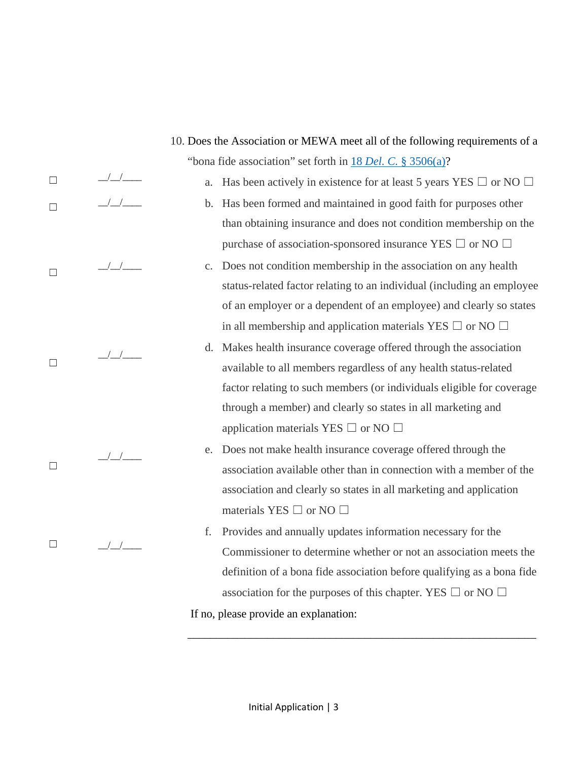10. Does the Association or MEWA meet all of the following requirements of a "bona fide association" set forth in [18 *Del. C.* § 3506(a)]?

| ☐ | __/__/____ | a. Has been actively in existence for at least 5 years YES ☐ or NO ☐ |
|---|---|---|
| ☐ | __/__/____ | b. Has been formed and maintained in good faith for purposes other than obtaining insurance and does not condition membership on the purchase of association-sponsored insurance YES ☐ or NO ☐ |
| ☐ | __/__/____ | c. Does not condition membership in the association on any health status-related factor relating to an individual (including an employee of an employer or a dependent of an employee) and clearly so states in all membership and application materials YES ☐ or NO ☐ |
| ☐ | __/__/____ | d. Makes health insurance coverage offered through the association available to all members regardless of any health status-related factor relating to such members (or individuals eligible for coverage through a member) and clearly so states in all marketing and application materials YES ☐ or NO ☐ |
| ☐ | __/__/____ | e. Does not make health insurance coverage offered through the association available other than in connection with a member of the association and clearly so states in all marketing and application materials YES ☐ or NO ☐ |
| ☐ | __/__/____ | f. Provides and annually updates information necessary for the Commissioner to determine whether or not an association meets the definition of a bona fide association before qualifying as a bona fide association for the purposes of this chapter. YES ☐ or NO ☐ |

If no, please provide an explanation:

______________________________________________________________________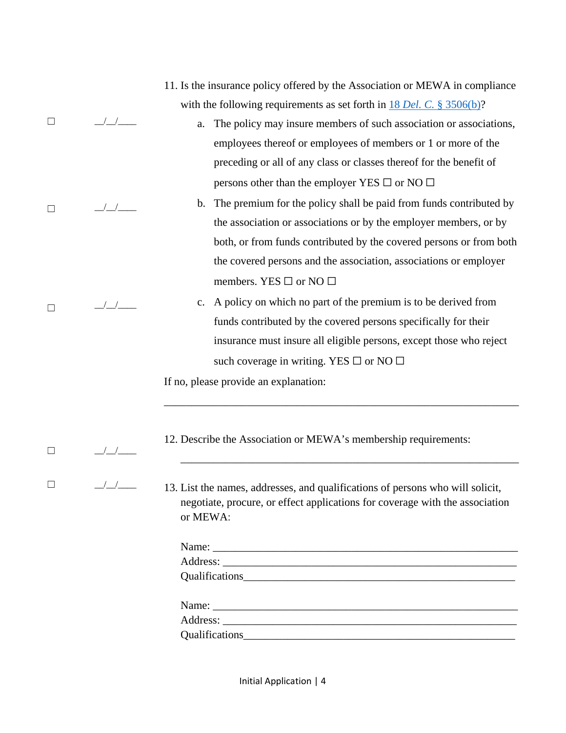11. Is the insurance policy offered by the Association or MEWA in compliance with the following requirements as set forth in 18 *Del. C.* § 3506(b)?

☐ __/__/____

a. The policy may insure members of such association or associations, employees thereof or employees of members or 1 or more of the preceding or all of any class or classes thereof for the benefit of persons other than the employer YES ☐ or NO ☐

☐ __/__/____

b. The premium for the policy shall be paid from funds contributed by the association or associations or by the employer members, or by both, or from funds contributed by the covered persons or from both the covered persons and the association, associations or employer members. YES ☐ or NO ☐

☐ __/__/____

c. A policy on which no part of the premium is to be derived from funds contributed by the covered persons specifically for their insurance must insure all eligible persons, except those who reject such coverage in writing. YES ☐ or NO ☐

If no, please provide an explanation:

_______________________________________________________________

☐ __/__/____

12. Describe the Association or MEWA's membership requirements:

_______________________________________________________________

☐ __/__/____

13. List the names, addresses, and qualifications of persons who will solicit, negotiate, procure, or effect applications for coverage with the association or MEWA:

Name: ____________________________________________________
Address: __________________________________________________
Qualifications______________________________________________

Name: ____________________________________________________
Address: __________________________________________________
Qualifications______________________________________________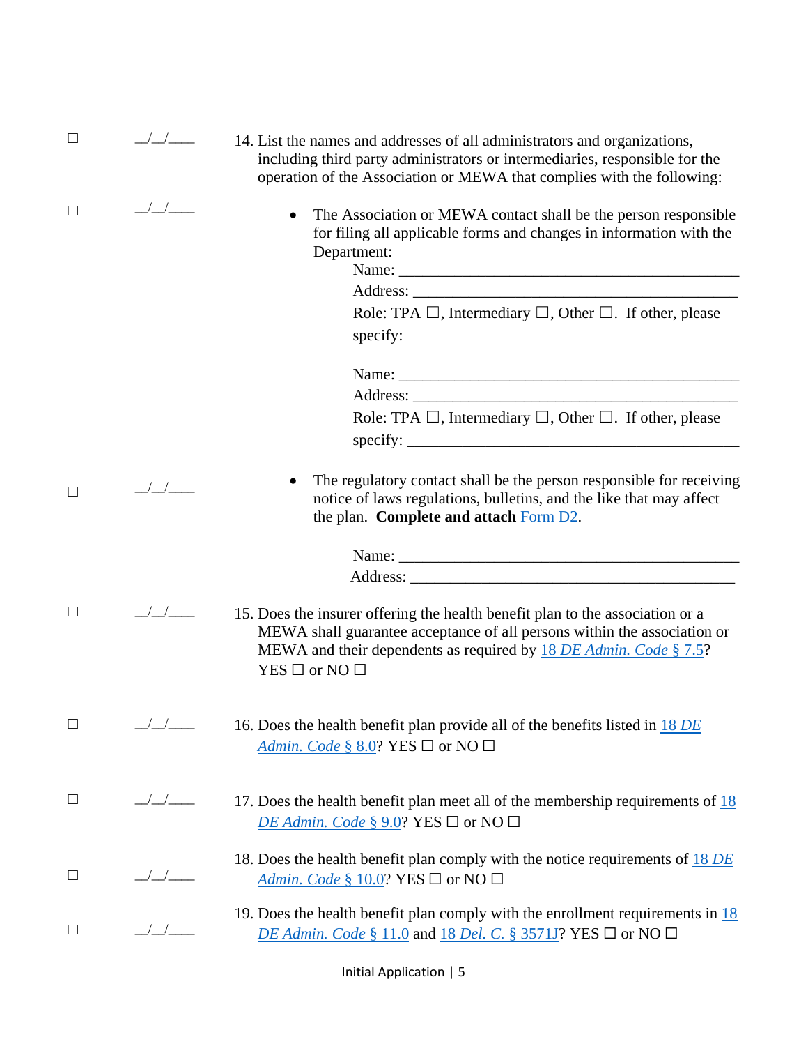☐ __/__/____ 14. List the names and addresses of all administrators and organizations, including third party administrators or intermediaries, responsible for the operation of the Association or MEWA that complies with the following:

☐ __/__/____

- The Association or MEWA contact shall be the person responsible for filing all applicable forms and changes in information with the Department:

  Name: ____________________________________________

  Address: __________________________________________

  Role: TPA ☐, Intermediary ☐, Other ☐. If other, please specify:

  Name: ____________________________________________

  Address: __________________________________________

  Role: TPA ☐, Intermediary ☐, Other ☐. If other, please specify: ____________________________________________

☐ __/__/____

- The regulatory contact shall be the person responsible for receiving notice of laws regulations, bulletins, and the like that may affect the plan. **Complete and attach** Form D2.

  Name: ____________________________________________

  Address: __________________________________________

☐ __/__/____ 15. Does the insurer offering the health benefit plan to the association or a MEWA shall guarantee acceptance of all persons within the association or MEWA and their dependents as required by 18 *DE Admin. Code* § 7.5? YES ☐ or NO ☐

☐ __/__/____ 16. Does the health benefit plan provide all of the benefits listed in 18 *DE Admin. Code* § 8.0? YES ☐ or NO ☐

☐ __/__/____ 17. Does the health benefit plan meet all of the membership requirements of 18 *DE Admin. Code* § 9.0? YES ☐ or NO ☐

☐ __/__/____ 18. Does the health benefit plan comply with the notice requirements of 18 *DE Admin. Code* § 10.0? YES ☐ or NO ☐

☐ __/__/____ 19. Does the health benefit plan comply with the enrollment requirements in 18 *DE Admin. Code* § 11.0 and 18 *Del. C.* § 3571J? YES ☐ or NO ☐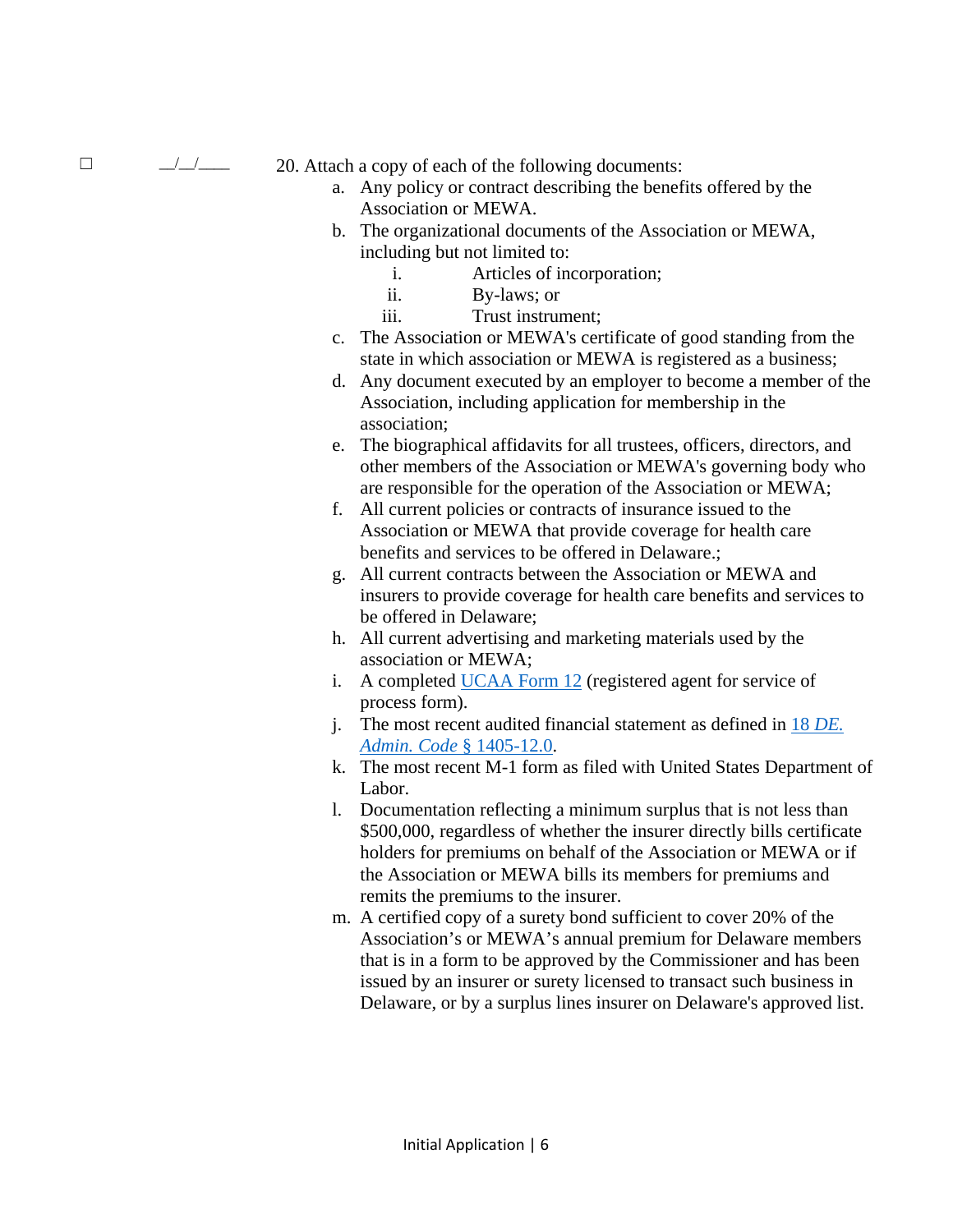☐ __/__/____ 20. Attach a copy of each of the following documents:

a. Any policy or contract describing the benefits offered by the Association or MEWA.
b. The organizational documents of the Association or MEWA, including but not limited to:
   i. Articles of incorporation;
   ii. By-laws; or
   iii. Trust instrument;
c. The Association or MEWA's certificate of good standing from the state in which association or MEWA is registered as a business;
d. Any document executed by an employer to become a member of the Association, including application for membership in the association;
e. The biographical affidavits for all trustees, officers, directors, and other members of the Association or MEWA's governing body who are responsible for the operation of the Association or MEWA;
f. All current policies or contracts of insurance issued to the Association or MEWA that provide coverage for health care benefits and services to be offered in Delaware.;
g. All current contracts between the Association or MEWA and insurers to provide coverage for health care benefits and services to be offered in Delaware;
h. All current advertising and marketing materials used by the association or MEWA;
i. A completed [UCAA Form 12] (registered agent for service of process form).
j. The most recent audited financial statement as defined in [18 *DE. Admin. Code* § 1405-12.0].
k. The most recent M-1 form as filed with United States Department of Labor.
l. Documentation reflecting a minimum surplus that is not less than $500,000, regardless of whether the insurer directly bills certificate holders for premiums on behalf of the Association or MEWA or if the Association or MEWA bills its members for premiums and remits the premiums to the insurer.
m. A certified copy of a surety bond sufficient to cover 20% of the Association's or MEWA's annual premium for Delaware members that is in a form to be approved by the Commissioner and has been issued by an insurer or surety licensed to transact such business in Delaware, or by a surplus lines insurer on Delaware's approved list.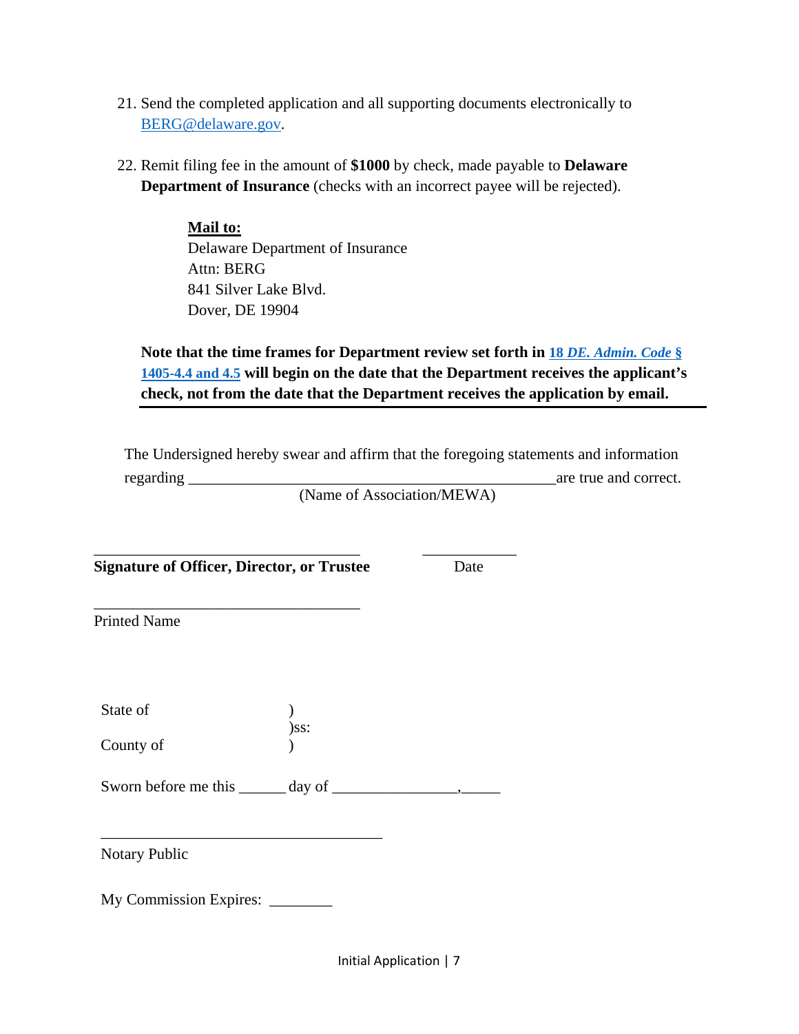21. Send the completed application and all supporting documents electronically to BERG@delaware.gov.

22. Remit filing fee in the amount of **$1000** by check, made payable to **Delaware Department of Insurance** (checks with an incorrect payee will be rejected).

    **Mail to:**
    Delaware Department of Insurance
    Attn: BERG
    841 Silver Lake Blvd.
    Dover, DE 19904

    **Note that the time frames for Department review set forth in 18 *DE. Admin. Code* § 1405-4.4 and 4.5 will begin on the date that the Department receives the applicant's check, not from the date that the Department receives the application by email.**

---

The Undersigned hereby swear and affirm that the foregoing statements and information regarding ________________________________________________are true and correct.
(Name of Association/MEWA)

___________________________________ ____________
**Signature of Officer, Director, or Trustee** Date

___________________________________
Printed Name

State of )
)ss:
County of )

Sworn before me this ______ day of ________________,_____

___________________________________
Notary Public

My Commission Expires: ________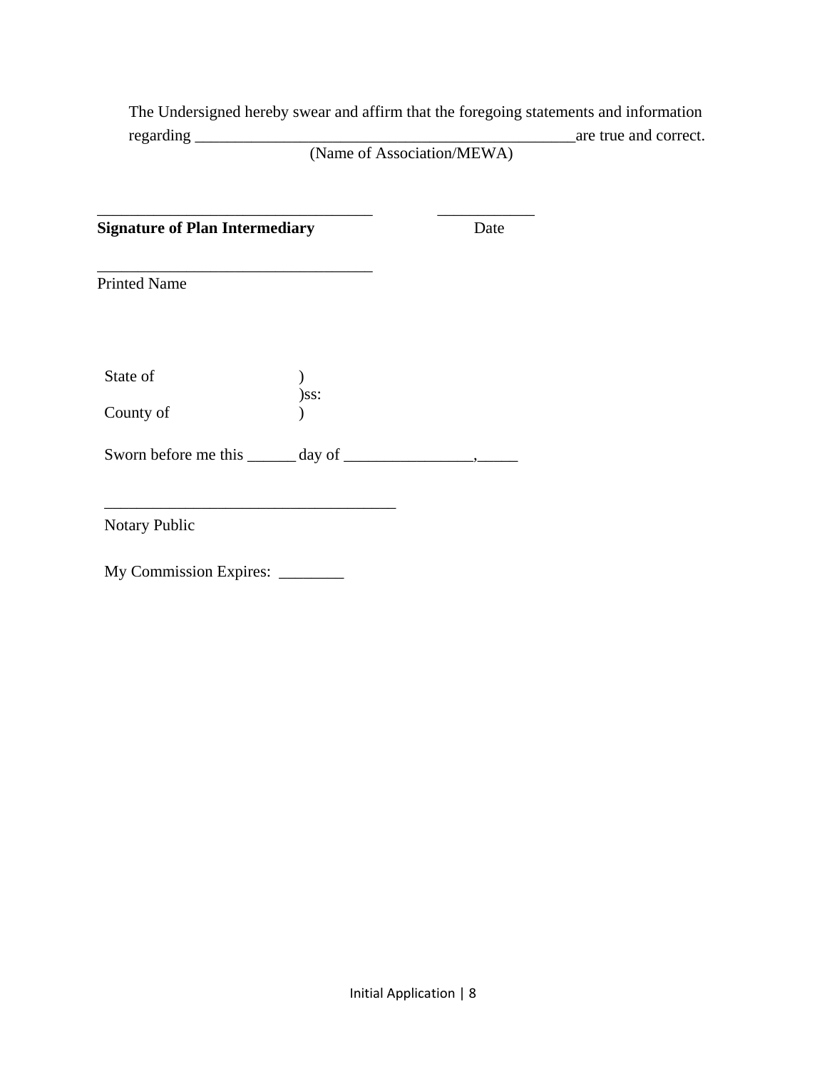The Undersigned hereby swear and affirm that the foregoing statements and information regarding _________________________________________________are true and correct.
(Name of Association/MEWA)

___________________________________        ____________
**Signature of Plan Intermediary**                        Date

___________________________________
Printed Name

State of )
)ss:
County of )

Sworn before me this ______ day of ________________,_____

____________________________________
Notary Public

My Commission Expires: ________